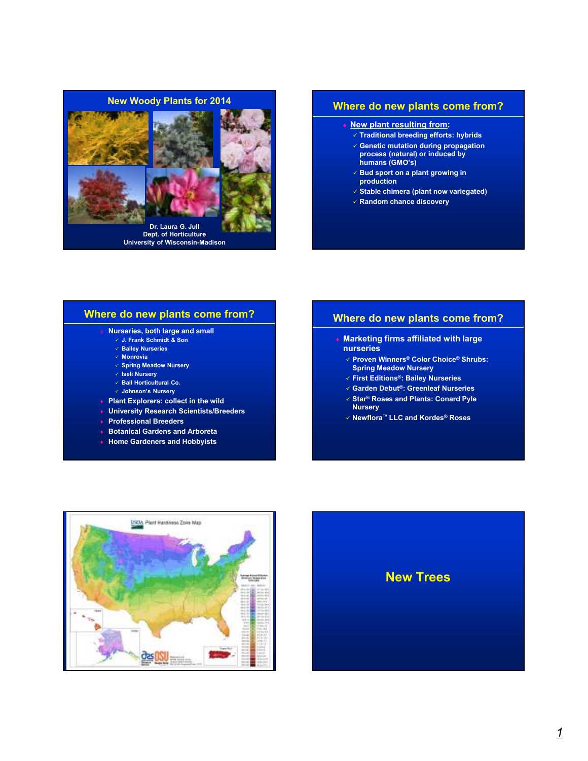## New Woody Plants for 2014

Dr. Laura G. Jull
Dept. of Horticulture
University of Wisconsin-Madison

## Where do new plants come from?

- New plant resulting from:
  - Traditional breeding efforts: hybrids
  - Genetic mutation during propagation process (natural) or induced by humans (GMO's)
  - Bud sport on a plant growing in production
  - Stable chimera (plant now variegated)
  - Random chance discovery

## Where do new plants come from?

- Nurseries, both large and small
  - J. Frank Schmidt & Son
  - Bailey Nurseries
  - Monrovia
  - Spring Meadow Nursery
  - Iseli Nursery
  - Ball Horticultural Co.
  - Johnson's Nursery
- Plant Explorers: collect in the wild
- University Research Scientists/Breeders
- Professional Breeders
- Botanical Gardens and Arboreta
- Home Gardeners and Hobbyists

## Where do new plants come from?

- Marketing firms affiliated with large nurseries
  - Proven Winners® Color Choice® Shrubs: Spring Meadow Nursery
  - First Editions®: Bailey Nurseries
  - Garden Debut®: Greenleaf Nurseries
  - Star® Roses and Plants: Conard Pyle Nursery
  - Newflora™ LLC and Kordes® Roses

USDA Plant Hardiness Zone Map

## New Trees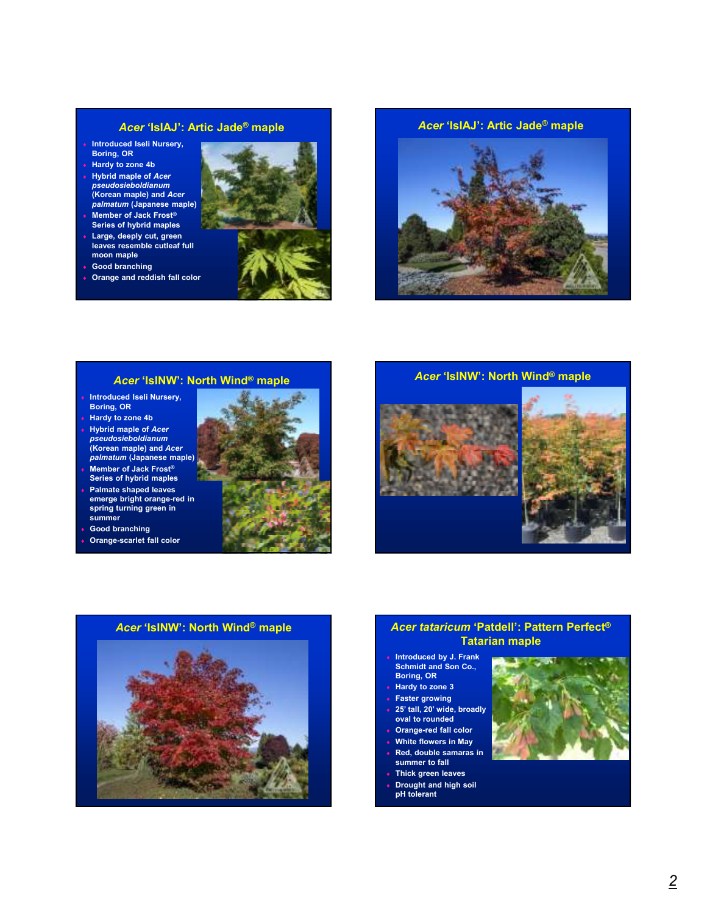## *Acer* 'IslAJ': Artic Jade® maple

- Introduced Iseli Nursery, Boring, OR
- Hardy to zone 4b
- Hybrid maple of *Acer pseudosieboldianum* (Korean maple) and *Acer palmatum* (Japanese maple)
- Member of Jack Frost® Series of hybrid maples
- Large, deeply cut, green leaves resemble cutleaf full moon maple
- Good branching
- Orange and reddish fall color

## *Acer* 'IslAJ': Artic Jade® maple

## *Acer* 'IslNW': North Wind® maple

- Introduced Iseli Nursery, Boring, OR
- Hardy to zone 4b
- Hybrid maple of *Acer pseudosieboldianum* (Korean maple) and *Acer palmatum* (Japanese maple)
- Member of Jack Frost® Series of hybrid maples
- Palmate shaped leaves emerge bright orange-red in spring turning green in summer
- Good branching
- Orange-scarlet fall color

## *Acer* 'IslNW': North Wind® maple

## *Acer* 'IslNW': North Wind® maple

## *Acer tataricum* 'Patdell': Pattern Perfect® Tatarian maple

- Introduced by J. Frank Schmidt and Son Co., Boring, OR
- Hardy to zone 3
- Faster growing
- 25' tall, 20' wide, broadly oval to rounded
- Orange-red fall color
- White flowers in May
- Red, double samaras in summer to fall
- Thick green leaves
- Drought and high soil pH tolerant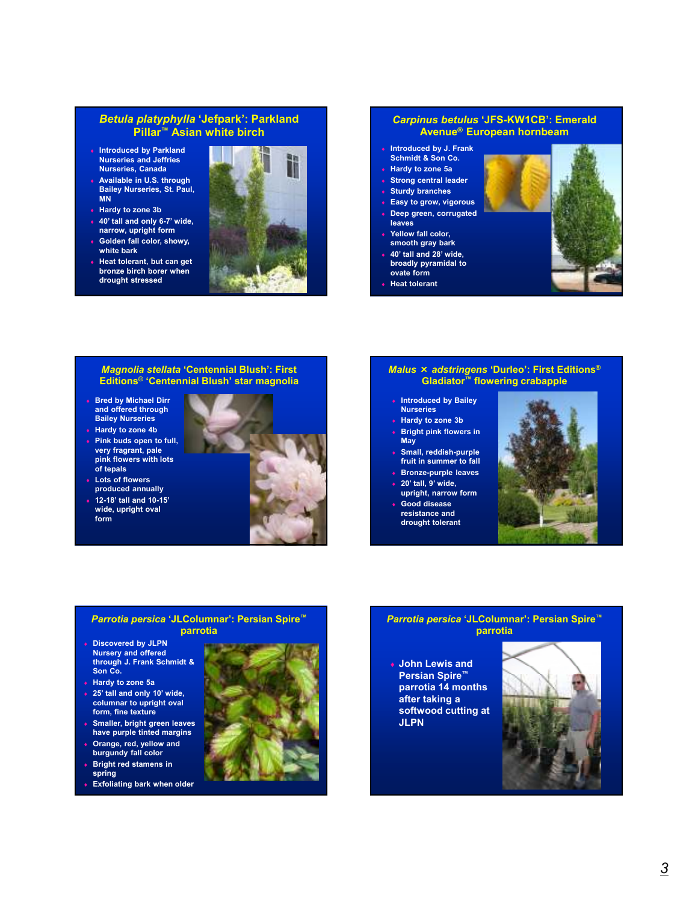## *Betula platyphylla* 'Jefpark': Parkland Pillar™ Asian white birch

- Introduced by Parkland Nurseries and Jeffries Nurseries, Canada
- Available in U.S. through Bailey Nurseries, St. Paul, MN
- Hardy to zone 3b
- 40' tall and only 6-7' wide, narrow, upright form
- Golden fall color, showy, white bark
- Heat tolerant, but can get bronze birch borer when drought stressed

## *Carpinus betulus* 'JFS-KW1CB': Emerald Avenue® European hornbeam

- Introduced by J. Frank Schmidt & Son Co.
- Hardy to zone 5a
- Strong central leader
- Sturdy branches
- Easy to grow, vigorous
- Deep green, corrugated leaves
- Yellow fall color, smooth gray bark
- 40' tall and 28' wide, broadly pyramidal to ovate form
- Heat tolerant

## *Magnolia stellata* 'Centennial Blush': First Editions® 'Centennial Blush' star magnolia

- Bred by Michael Dirr and offered through Bailey Nurseries
- Hardy to zone 4b
- Pink buds open to full, very fragrant, pale pink flowers with lots of tepals
- Lots of flowers produced annually
- 12-18' tall and 10-15' wide, upright oval form

## *Malus × adstringens* 'Durleo': First Editions® Gladiator™ flowering crabapple

- Introduced by Bailey Nurseries
- Hardy to zone 3b
- Bright pink flowers in May
- Small, reddish-purple fruit in summer to fall
- Bronze-purple leaves
- 20' tall, 9' wide, upright, narrow form
- Good disease resistance and drought tolerant

## *Parrotia persica* 'JLColumnar': Persian Spire™ parrotia

- Discovered by JLPN Nursery and offered through J. Frank Schmidt & Son Co.
- Hardy to zone 5a
- 25' tall and only 10' wide, columnar to upright oval form, fine texture
- Smaller, bright green leaves have purple tinted margins
- Orange, red, yellow and burgundy fall color
- Bright red stamens in spring
- Exfoliating bark when older

## *Parrotia persica* 'JLColumnar': Persian Spire™ parrotia

- John Lewis and Persian Spire™ parrotia 14 months after taking a softwood cutting at JLPN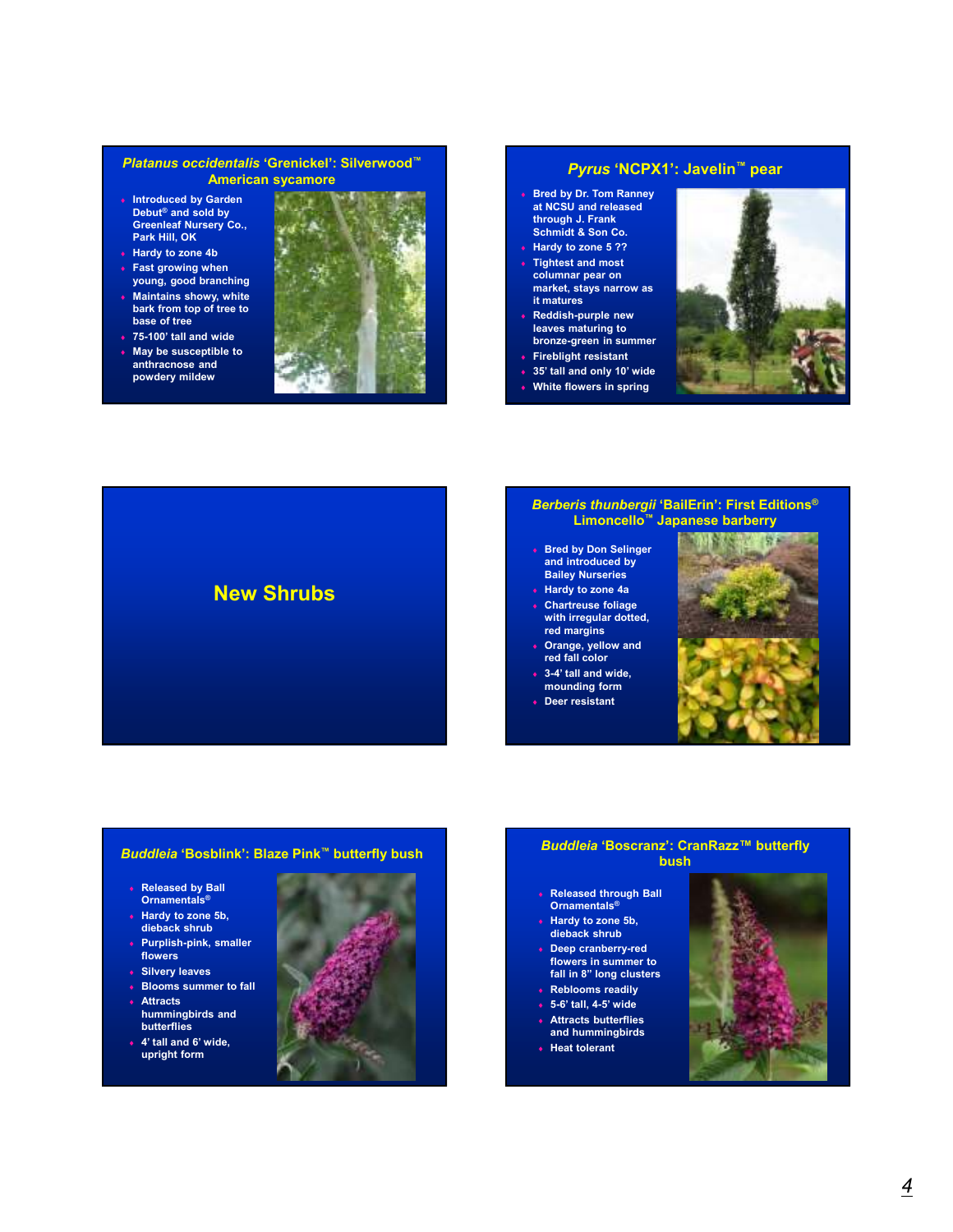## *Platanus occidentalis* 'Grenickel': Silverwood™ American sycamore

- Introduced by Garden Debut® and sold by Greenleaf Nursery Co., Park Hill, OK
- Hardy to zone 4b
- Fast growing when young, good branching
- Maintains showy, white bark from top of tree to base of tree
- 75-100' tall and wide
- May be susceptible to anthracnose and powdery mildew

## *Pyrus* 'NCPX1': Javelin™ pear

- Bred by Dr. Tom Ranney at NCSU and released through J. Frank Schmidt & Son Co.
- Hardy to zone 5 ??
- Tightest and most columnar pear on market, stays narrow as it matures
- Reddish-purple new leaves maturing to bronze-green in summer
- Fireblight resistant
- 35' tall and only 10' wide
- White flowers in spring

# New Shrubs

## *Berberis thunbergii* 'BailErin': First Editions® Limoncello™ Japanese barberry

- Bred by Don Selinger and introduced by Bailey Nurseries
- Hardy to zone 4a
- Chartreuse foliage with irregular dotted, red margins
- Orange, yellow and red fall color
- 3-4' tall and wide, mounding form
- Deer resistant

## *Buddleia* 'Bosblink': Blaze Pink™ butterfly bush

- Released by Ball Ornamentals®
- Hardy to zone 5b, dieback shrub
- Purplish-pink, smaller flowers
- Silvery leaves
- Blooms summer to fall
- Attracts hummingbirds and butterflies
- 4' tall and 6' wide, upright form

## *Buddleia* 'Boscranz': CranRazz™ butterfly bush

- Released through Ball Ornamentals®
- Hardy to zone 5b, dieback shrub
- Deep cranberry-red flowers in summer to fall in 8" long clusters
- Reblooms readily
- 5-6' tall, 4-5' wide
- Attracts butterflies and hummingbirds
- Heat tolerant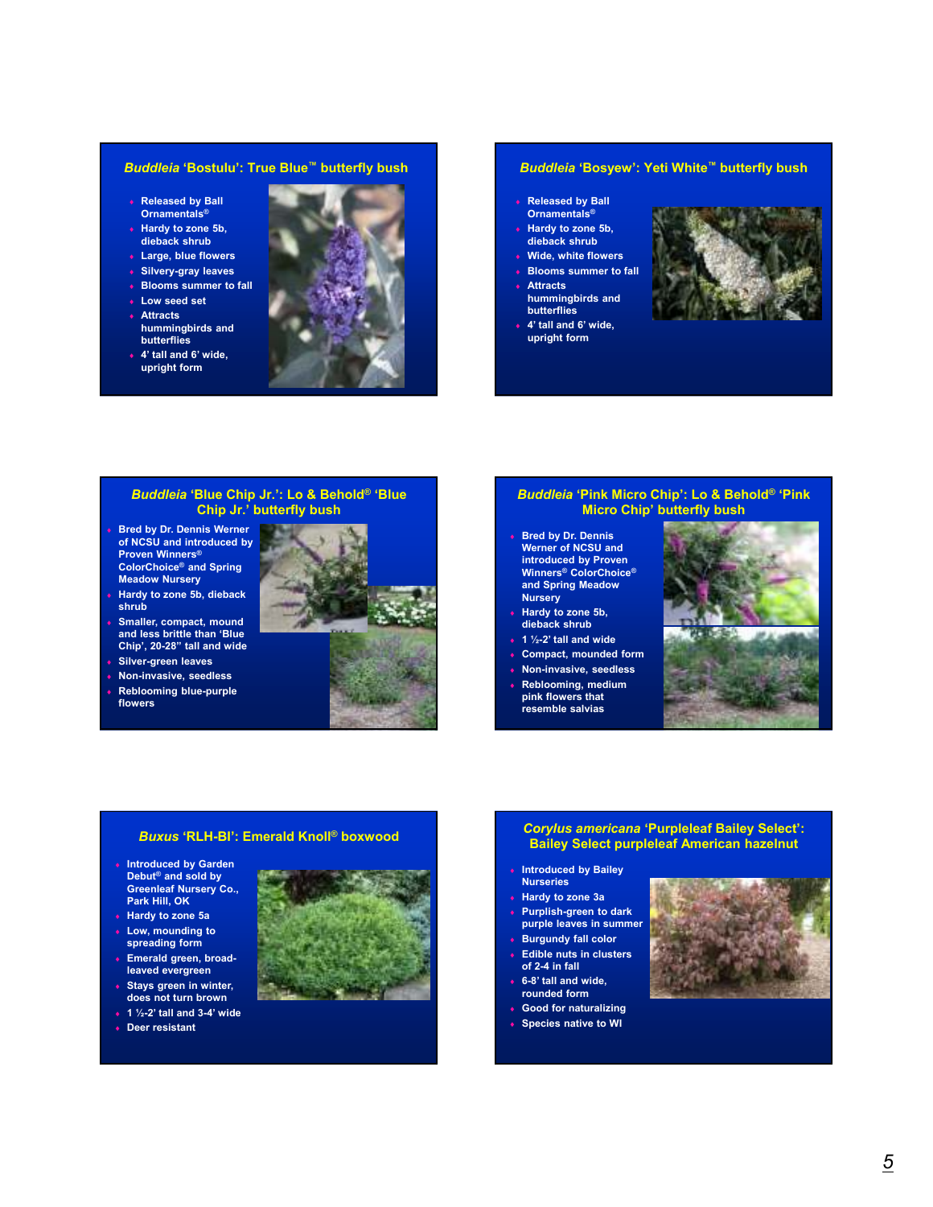## *Buddleia* 'Bostulu': True Blue™ butterfly bush

- Released by Ball Ornamentals®
- Hardy to zone 5b, dieback shrub
- Large, blue flowers
- Silvery-gray leaves
- Blooms summer to fall
- Low seed set
- Attracts hummingbirds and butterflies
- 4' tall and 6' wide, upright form

## *Buddleia* 'Bosyew': Yeti White™ butterfly bush

- Released by Ball Ornamentals®
- Hardy to zone 5b, dieback shrub
- Wide, white flowers
- Blooms summer to fall
- Attracts hummingbirds and butterflies
- 4' tall and 6' wide, upright form

## *Buddleia* 'Blue Chip Jr.': Lo & Behold® 'Blue Chip Jr.' butterfly bush

- Bred by Dr. Dennis Werner of NCSU and introduced by Proven Winners® ColorChoice® and Spring Meadow Nursery
- Hardy to zone 5b, dieback shrub
- Smaller, compact, mound and less brittle than 'Blue Chip', 20-28" tall and wide
- Silver-green leaves
- Non-invasive, seedless
- Reblooming blue-purple flowers

## *Buddleia* 'Pink Micro Chip': Lo & Behold® 'Pink Micro Chip' butterfly bush

- Bred by Dr. Dennis Werner of NCSU and introduced by Proven Winners® ColorChoice® and Spring Meadow Nursery
- Hardy to zone 5b, dieback shrub
- 1 ½-2' tall and wide
- Compact, mounded form
- Non-invasive, seedless
- Reblooming, medium pink flowers that resemble salvias

## *Buxus* 'RLH-BI': Emerald Knoll® boxwood

- Introduced by Garden Debut® and sold by Greenleaf Nursery Co., Park Hill, OK
- Hardy to zone 5a
- Low, mounding to spreading form
- Emerald green, broad-leaved evergreen
- Stays green in winter, does not turn brown
- 1 ½-2' tall and 3-4' wide
- Deer resistant

## *Corylus americana* 'Purpleleaf Bailey Select': Bailey Select purpleleaf American hazelnut

- Introduced by Bailey Nurseries
- Hardy to zone 3a
- Purplish-green to dark purple leaves in summer
- Burgundy fall color
- Edible nuts in clusters of 2-4 in fall
- 6-8' tall and wide, rounded form
- Good for naturalizing
- Species native to WI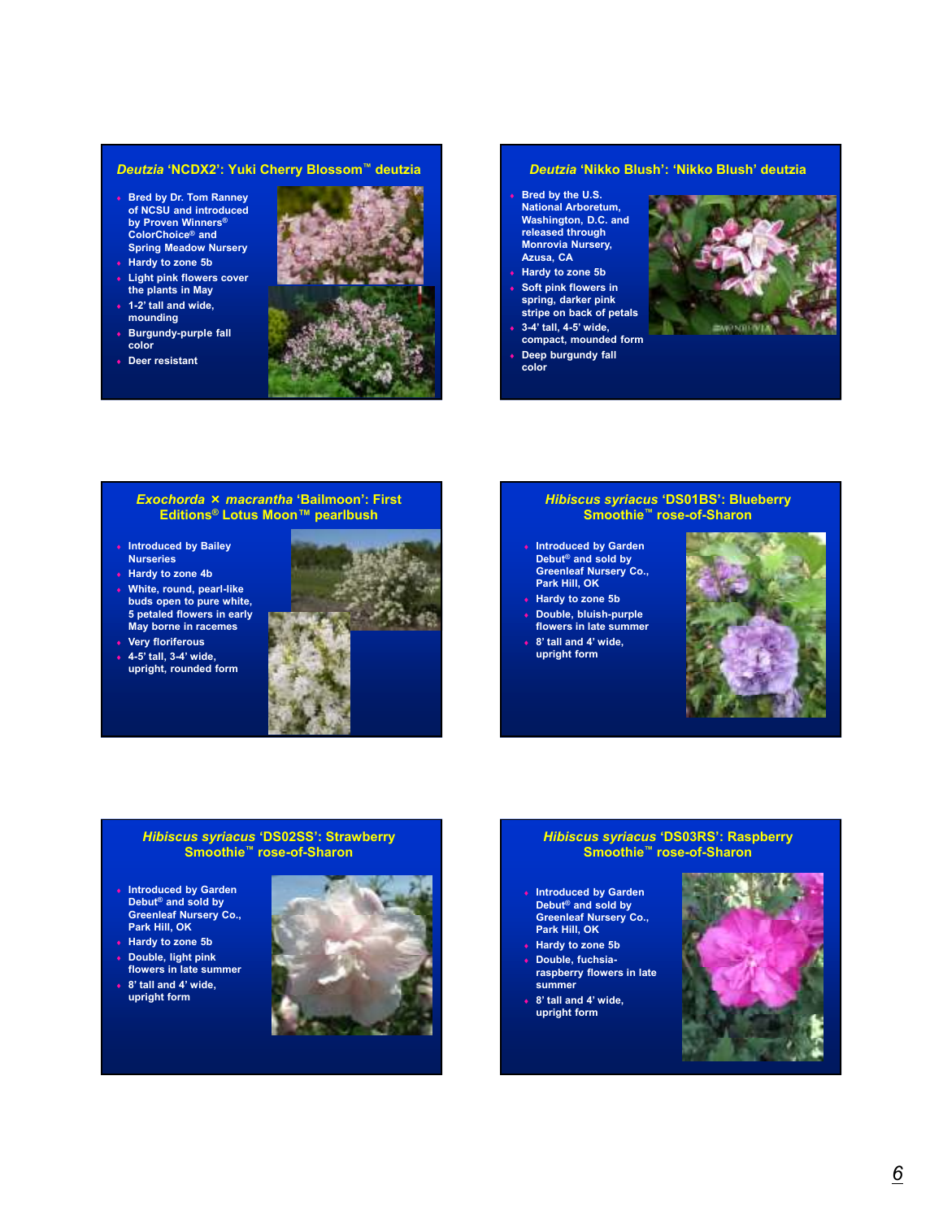## *Deutzia* 'NCDX2': Yuki Cherry Blossom™ deutzia

- Bred by Dr. Tom Ranney of NCSU and introduced by Proven Winners® ColorChoice® and Spring Meadow Nursery
- Hardy to zone 5b
- Light pink flowers cover the plants in May
- 1-2' tall and wide, mounding
- Burgundy-purple fall color
- Deer resistant

## *Deutzia* 'Nikko Blush': 'Nikko Blush' deutzia

- Bred by the U.S. National Arboretum, Washington, D.C. and released through Monrovia Nursery, Azusa, CA
- Hardy to zone 5b
- Soft pink flowers in spring, darker pink stripe on back of petals
- 3-4' tall, 4-5' wide, compact, mounded form
- Deep burgundy fall color

## *Exochorda* × *macrantha* 'Bailmoon': First Editions® Lotus Moon™ pearlbush

- Introduced by Bailey Nurseries
- Hardy to zone 4b
- White, round, pearl-like buds open to pure white, 5 petaled flowers in early May borne in racemes
- Very floriferous
- 4-5' tall, 3-4' wide, upright, rounded form

## *Hibiscus syriacus* 'DS01BS': Blueberry Smoothie™ rose-of-Sharon

- Introduced by Garden Debut® and sold by Greenleaf Nursery Co., Park Hill, OK
- Hardy to zone 5b
- Double, bluish-purple flowers in late summer
- 8' tall and 4' wide, upright form

## *Hibiscus syriacus* 'DS02SS': Strawberry Smoothie™ rose-of-Sharon

- Introduced by Garden Debut® and sold by Greenleaf Nursery Co., Park Hill, OK
- Hardy to zone 5b
- Double, light pink flowers in late summer
- 8' tall and 4' wide, upright form

## *Hibiscus syriacus* 'DS03RS': Raspberry Smoothie™ rose-of-Sharon

- Introduced by Garden Debut® and sold by Greenleaf Nursery Co., Park Hill, OK
- Hardy to zone 5b
- Double, fuchsia-raspberry flowers in late summer
- 8' tall and 4' wide, upright form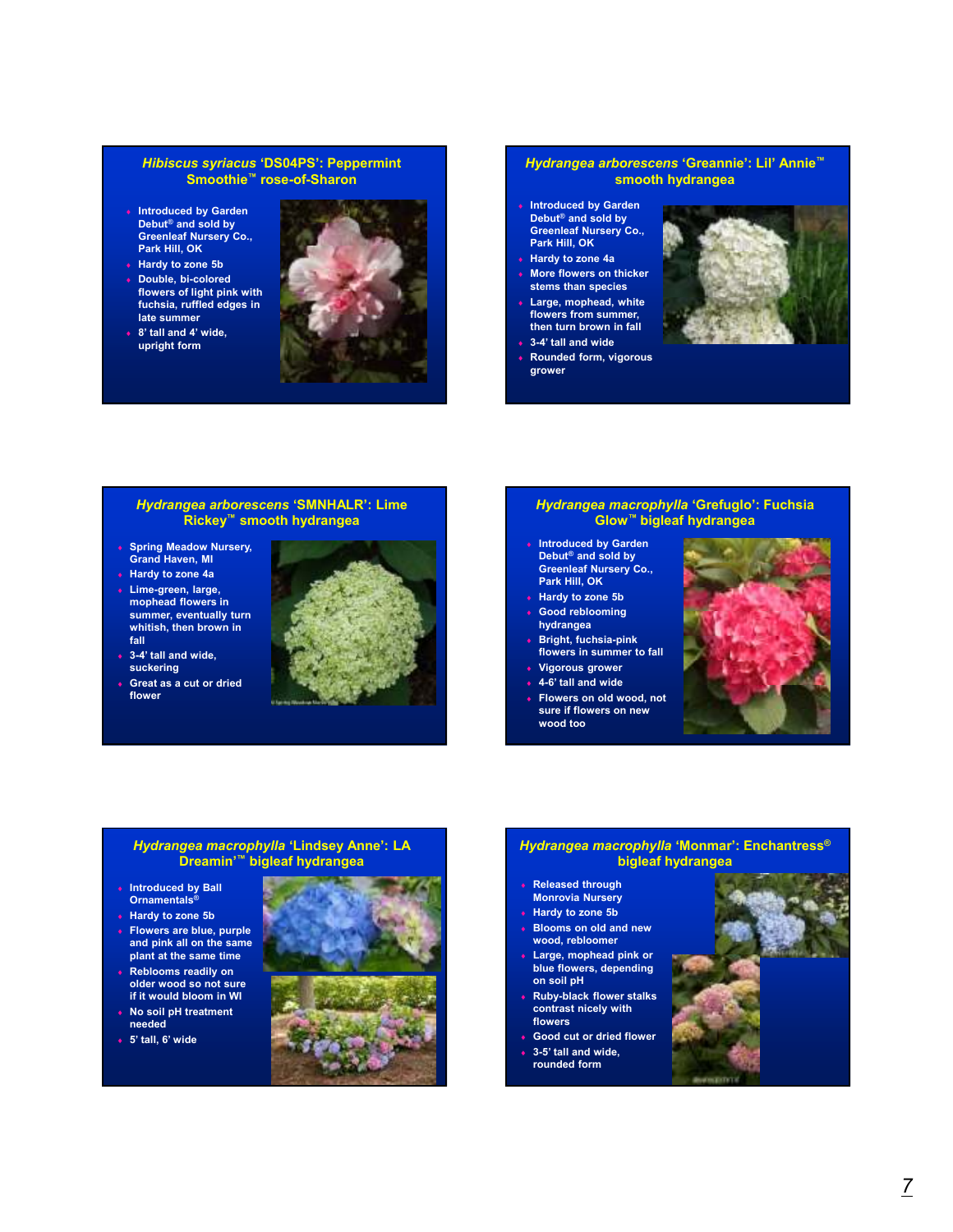## *Hibiscus syriacus* 'DS04PS': Peppermint Smoothie™ rose-of-Sharon

- Introduced by Garden Debut® and sold by Greenleaf Nursery Co., Park Hill, OK
- Hardy to zone 5b
- Double, bi-colored flowers of light pink with fuchsia, ruffled edges in late summer
- 8' tall and 4' wide, upright form

## *Hydrangea arborescens* 'Greannie': Lil' Annie™ smooth hydrangea

- Introduced by Garden Debut® and sold by Greenleaf Nursery Co., Park Hill, OK
- Hardy to zone 4a
- More flowers on thicker stems than species
- Large, mophead, white flowers from summer, then turn brown in fall
- 3-4' tall and wide
- Rounded form, vigorous grower

## *Hydrangea arborescens* 'SMNHALR': Lime Rickey™ smooth hydrangea

- Spring Meadow Nursery, Grand Haven, MI
- Hardy to zone 4a
- Lime-green, large, mophead flowers in summer, eventually turn whitish, then brown in fall
- 3-4' tall and wide, suckering
- Great as a cut or dried flower

## *Hydrangea macrophylla* 'Grefuglo': Fuchsia Glow™ bigleaf hydrangea

- Introduced by Garden Debut® and sold by Greenleaf Nursery Co., Park Hill, OK
- Hardy to zone 5b
- Good reblooming hydrangea
- Bright, fuchsia-pink flowers in summer to fall
- Vigorous grower
- 4-6' tall and wide
- Flowers on old wood, not sure if flowers on new wood too

## *Hydrangea macrophylla* 'Lindsey Anne': LA Dreamin'™ bigleaf hydrangea

- Introduced by Ball Ornamentals®
- Hardy to zone 5b
- Flowers are blue, purple and pink all on the same plant at the same time
- Reblooms readily on older wood so not sure if it would bloom in WI
- No soil pH treatment needed
- 5' tall, 6' wide

## *Hydrangea macrophylla* 'Monmar': Enchantress® bigleaf hydrangea

- Released through Monrovia Nursery
- Hardy to zone 5b
- Blooms on old and new wood, rebloomer
- Large, mophead pink or blue flowers, depending on soil pH
- Ruby-black flower stalks contrast nicely with flowers
- Good cut or dried flower
- 3-5' tall and wide, rounded form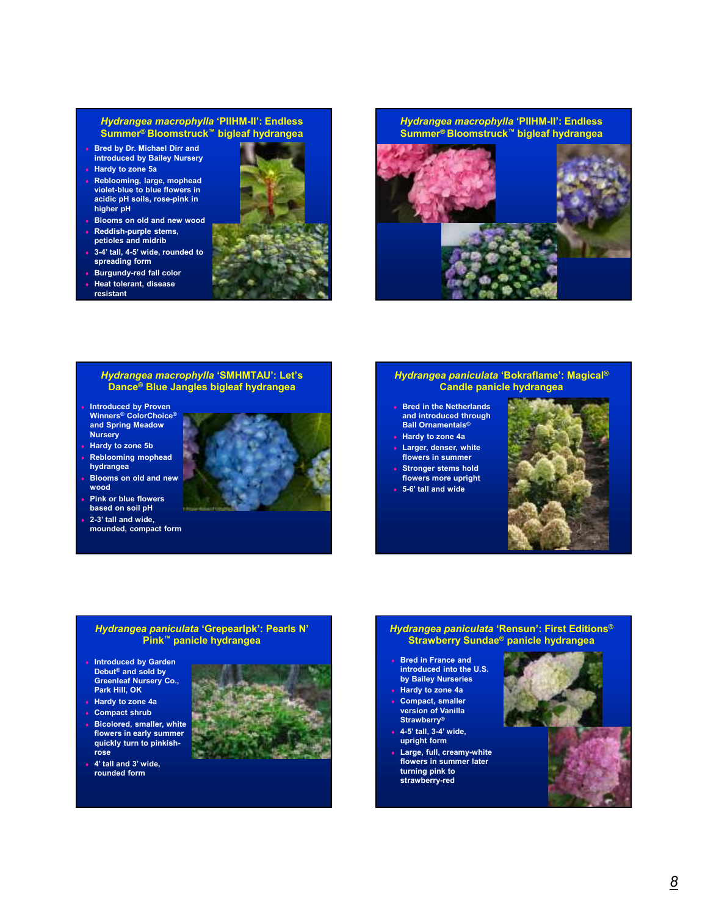## *Hydrangea macrophylla* 'PIIHM-II': Endless Summer® Bloomstruck™ bigleaf hydrangea

- Bred by Dr. Michael Dirr and introduced by Bailey Nursery
- Hardy to zone 5a
- Reblooming, large, mophead violet-blue to blue flowers in acidic pH soils, rose-pink in higher pH
- Blooms on old and new wood
- Reddish-purple stems, petioles and midrib
- 3-4' tall, 4-5' wide, rounded to spreading form
- Burgundy-red fall color
- Heat tolerant, disease resistant

## *Hydrangea macrophylla* 'PIIHM-II': Endless Summer® Bloomstruck™ bigleaf hydrangea

## *Hydrangea macrophylla* 'SMHMTAU': Let's Dance® Blue Jangles bigleaf hydrangea

- Introduced by Proven Winners® ColorChoice® and Spring Meadow Nursery
- Hardy to zone 5b
- Reblooming mophead hydrangea
- Blooms on old and new wood
- Pink or blue flowers based on soil pH
- 2-3' tall and wide, mounded, compact form

## *Hydrangea paniculata* 'Bokraflame': Magical® Candle panicle hydrangea

- Bred in the Netherlands and introduced through Ball Ornamentals®
- Hardy to zone 4a
- Larger, denser, white flowers in summer
- Stronger stems hold flowers more upright
- 5-6' tall and wide

## *Hydrangea paniculata* 'Grepearlpk': Pearls N' Pink™ panicle hydrangea

- Introduced by Garden Debut® and sold by Greenleaf Nursery Co., Park Hill, OK
- Hardy to zone 4a
- Compact shrub
- Bicolored, smaller, white flowers in early summer quickly turn to pinkish-rose
- 4' tall and 3' wide, rounded form

## *Hydrangea paniculata* 'Rensun': First Editions® Strawberry Sundae® panicle hydrangea

- Bred in France and introduced into the U.S. by Bailey Nurseries
- Hardy to zone 4a
- Compact, smaller version of Vanilla Strawberry®
- 4-5' tall, 3-4' wide, upright form
- Large, full, creamy-white flowers in summer later turning pink to strawberry-red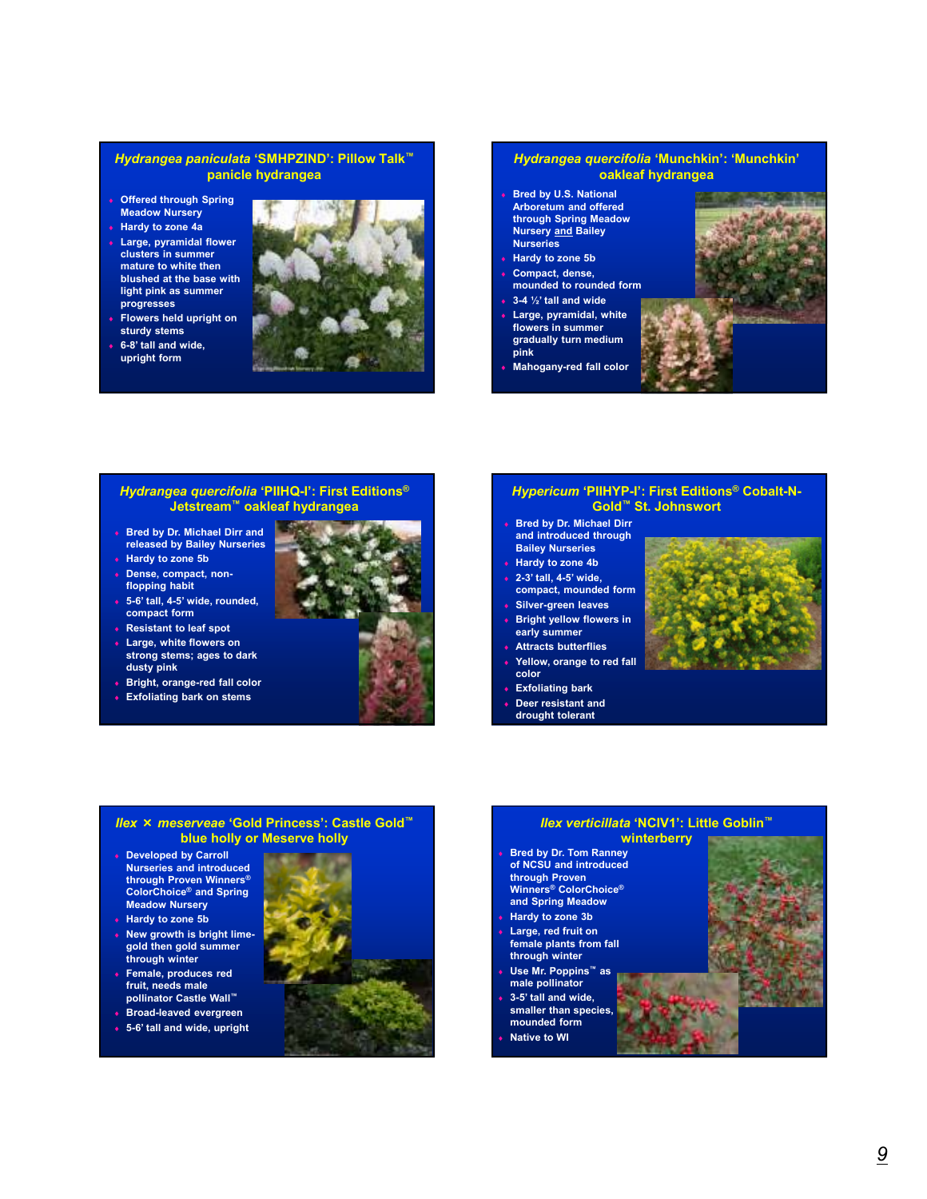## *Hydrangea paniculata* 'SMHPZIND': Pillow Talk™ panicle hydrangea

- Offered through Spring Meadow Nursery
- Hardy to zone 4a
- Large, pyramidal flower clusters in summer mature to white then blushed at the base with light pink as summer progresses
- Flowers held upright on sturdy stems
- 6-8' tall and wide, upright form

## *Hydrangea quercifolia* 'Munchkin': 'Munchkin' oakleaf hydrangea

- Bred by U.S. National Arboretum and offered through Spring Meadow Nursery and Bailey Nurseries
- Hardy to zone 5b
- Compact, dense, mounded to rounded form
- 3-4 ½' tall and wide
- Large, pyramidal, white flowers in summer gradually turn medium pink
- Mahogany-red fall color

## *Hydrangea quercifolia* 'PIIHQ-I': First Editions® Jetstream™ oakleaf hydrangea

- Bred by Dr. Michael Dirr and released by Bailey Nurseries
- Hardy to zone 5b
- Dense, compact, non-flopping habit
- 5-6' tall, 4-5' wide, rounded, compact form
- Resistant to leaf spot
- Large, white flowers on strong stems; ages to dark dusty pink
- Bright, orange-red fall color
- Exfoliating bark on stems

## *Hypericum* 'PIIHYP-I': First Editions® Cobalt-N-Gold™ St. Johnswort

- Bred by Dr. Michael Dirr and introduced through Bailey Nurseries
- Hardy to zone 4b
- 2-3' tall, 4-5' wide, compact, mounded form
- Silver-green leaves
- Bright yellow flowers in early summer
- Attracts butterflies
- Yellow, orange to red fall color
- Exfoliating bark
- Deer resistant and drought tolerant

## *Ilex × meserveae* 'Gold Princess': Castle Gold™ blue holly or Meserve holly

- Developed by Carroll Nurseries and introduced through Proven Winners® ColorChoice® and Spring Meadow Nursery
- Hardy to zone 5b
- New growth is bright lime-gold then gold summer through winter
- Female, produces red fruit, needs male pollinator Castle Wall™
- Broad-leaved evergreen
- 5-6' tall and wide, upright

## *Ilex verticillata* 'NCIV1': Little Goblin™ winterberry

- Bred by Dr. Tom Ranney of NCSU and introduced through Proven Winners® ColorChoice® and Spring Meadow
- Hardy to zone 3b
- Large, red fruit on female plants from fall through winter
- Use Mr. Poppins™ as male pollinator
- 3-5' tall and wide, smaller than species, mounded form
- Native to WI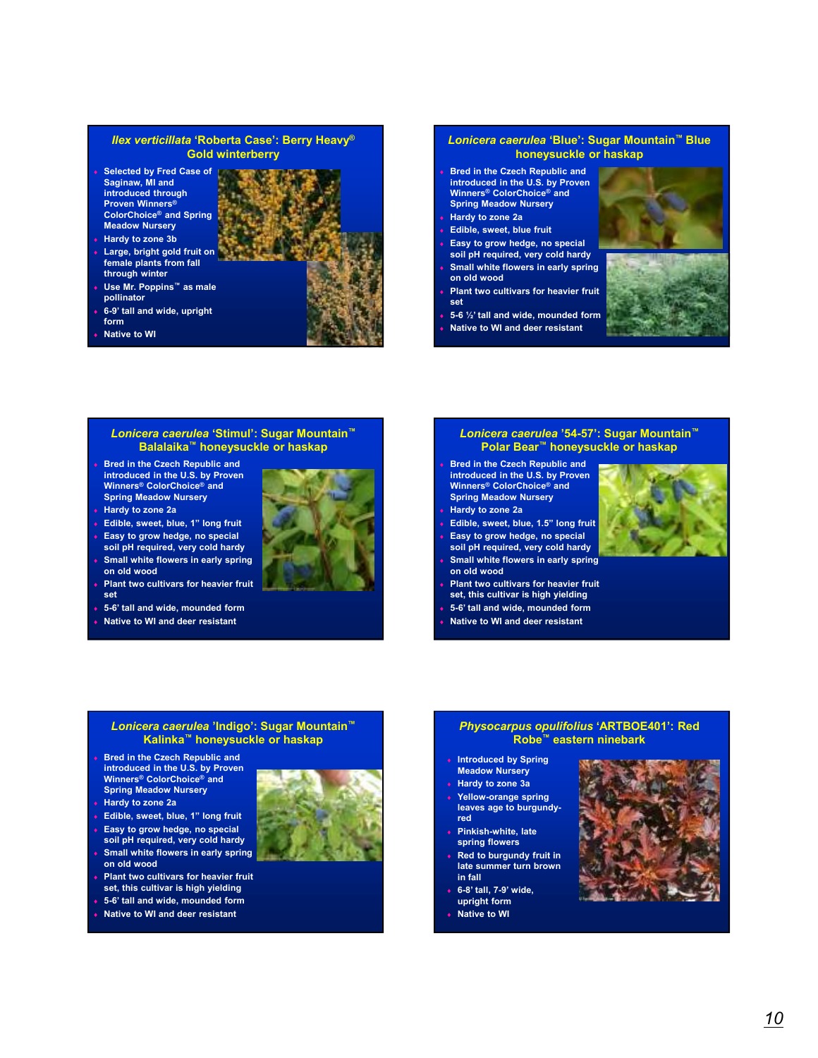## *Ilex verticillata* 'Roberta Case': Berry Heavy® Gold winterberry

- Selected by Fred Case of Saginaw, MI and introduced through Proven Winners® ColorChoice® and Spring Meadow Nursery
- Hardy to zone 3b
- Large, bright gold fruit on female plants from fall through winter
- Use Mr. Poppins™ as male pollinator
- 6-9' tall and wide, upright form
- Native to WI

## *Lonicera caerulea* 'Blue': Sugar Mountain™ Blue honeysuckle or haskap

- Bred in the Czech Republic and introduced in the U.S. by Proven Winners® ColorChoice® and Spring Meadow Nursery
- Hardy to zone 2a
- Edible, sweet, blue fruit
- Easy to grow hedge, no special soil pH required, very cold hardy
- Small white flowers in early spring on old wood
- Plant two cultivars for heavier fruit set
- 5-6 ½' tall and wide, mounded form
- Native to WI and deer resistant

## *Lonicera caerulea* 'Stimul': Sugar Mountain™ Balalaika™ honeysuckle or haskap

- Bred in the Czech Republic and introduced in the U.S. by Proven Winners® ColorChoice® and Spring Meadow Nursery
- Hardy to zone 2a
- Edible, sweet, blue, 1" long fruit
- Easy to grow hedge, no special soil pH required, very cold hardy
- Small white flowers in early spring on old wood
- Plant two cultivars for heavier fruit set
- 5-6' tall and wide, mounded form
- Native to WI and deer resistant

## *Lonicera caerulea* '54-57': Sugar Mountain™ Polar Bear™ honeysuckle or haskap

- Bred in the Czech Republic and introduced in the U.S. by Proven Winners® ColorChoice® and Spring Meadow Nursery
- Hardy to zone 2a
- Edible, sweet, blue, 1.5" long fruit
- Easy to grow hedge, no special soil pH required, very cold hardy
- Small white flowers in early spring on old wood
- Plant two cultivars for heavier fruit set, this cultivar is high yielding
- 5-6' tall and wide, mounded form
- Native to WI and deer resistant

## *Lonicera caerulea* 'Indigo': Sugar Mountain™ Kalinka™ honeysuckle or haskap

- Bred in the Czech Republic and introduced in the U.S. by Proven Winners® ColorChoice® and Spring Meadow Nursery
- Hardy to zone 2a
- Edible, sweet, blue, 1" long fruit
- Easy to grow hedge, no special soil pH required, very cold hardy
- Small white flowers in early spring on old wood
- Plant two cultivars for heavier fruit set, this cultivar is high yielding
- 5-6' tall and wide, mounded form
- Native to WI and deer resistant

## *Physocarpus opulifolius* 'ARTBOE401': Red Robe™ eastern ninebark

- Introduced by Spring Meadow Nursery
- Hardy to zone 3a
- Yellow-orange spring leaves age to burgundy-red
- Pinkish-white, late spring flowers
- Red to burgundy fruit in late summer turn brown in fall
- 6-8' tall, 7-9' wide, upright form
- Native to WI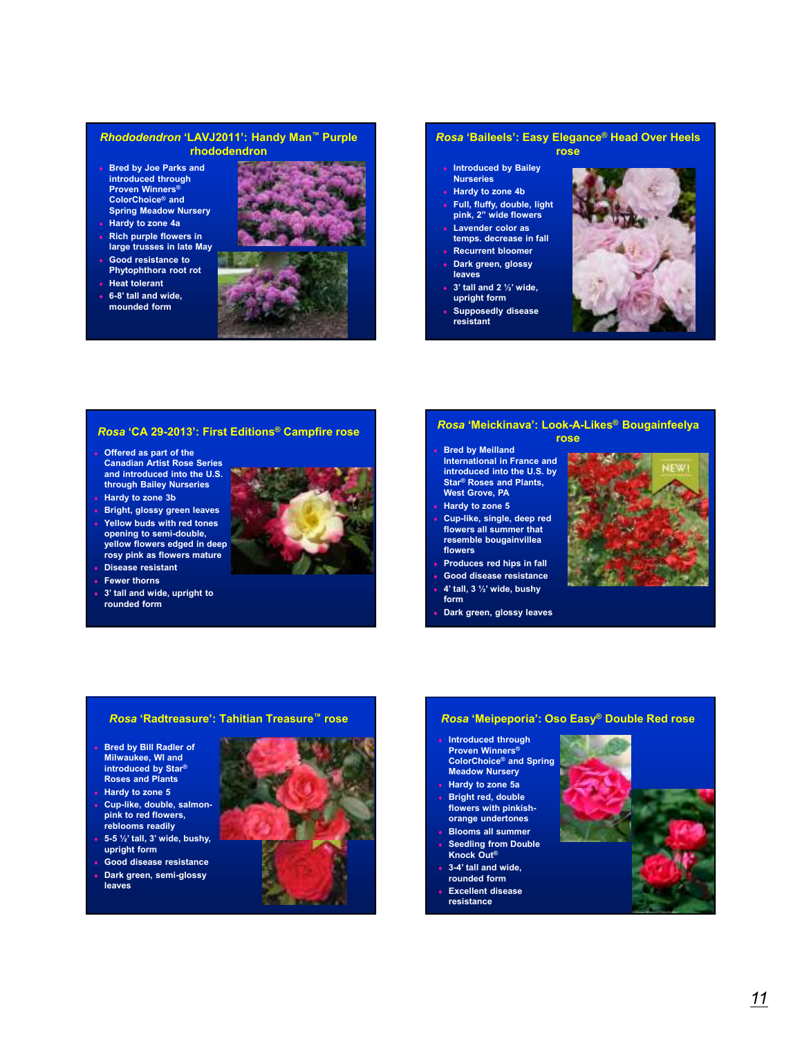## *Rhododendron* 'LAVJ2011': Handy Man™ Purple rhododendron

- Bred by Joe Parks and introduced through Proven Winners® ColorChoice® and Spring Meadow Nursery
- Hardy to zone 4a
- Rich purple flowers in large trusses in late May
- Good resistance to Phytophthora root rot
- Heat tolerant
- 6-8' tall and wide, mounded form

## *Rosa* 'Baileels': Easy Elegance® Head Over Heels rose

- Introduced by Bailey Nurseries
- Hardy to zone 4b
- Full, fluffy, double, light pink, 2" wide flowers
- Lavender color as temps. decrease in fall
- Recurrent bloomer
- Dark green, glossy leaves
- 3' tall and 2 ½' wide, upright form
- Supposedly disease resistant

## *Rosa* 'CA 29-2013': First Editions® Campfire rose

- Offered as part of the Canadian Artist Rose Series and introduced into the U.S. through Bailey Nurseries
- Hardy to zone 3b
- Bright, glossy green leaves
- Yellow buds with red tones opening to semi-double, yellow flowers edged in deep rosy pink as flowers mature
- Disease resistant
- Fewer thorns
- 3' tall and wide, upright to rounded form

## *Rosa* 'Meickinava': Look-A-Likes® Bougainfeelya rose

- Bred by Meilland International in France and introduced into the U.S. by Star® Roses and Plants, West Grove, PA
- Hardy to zone 5
- Cup-like, single, deep red flowers all summer that resemble bougainvillea flowers
- Produces red hips in fall
- Good disease resistance
- 4' tall, 3 ½' wide, bushy form
- Dark green, glossy leaves

## *Rosa* 'Radtreasure': Tahitian Treasure™ rose

- Bred by Bill Radler of Milwaukee, WI and introduced by Star® Roses and Plants
- Hardy to zone 5
- Cup-like, double, salmon-pink to red flowers, reblooms readily
- 5-5 ½' tall, 3' wide, bushy, upright form
- Good disease resistance
- Dark green, semi-glossy leaves

## *Rosa* 'Meipeporia': Oso Easy® Double Red rose

- Introduced through Proven Winners® ColorChoice® and Spring Meadow Nursery
- Hardy to zone 5a
- Bright red, double flowers with pinkish-orange undertones
- Blooms all summer
- Seedling from Double Knock Out®
- 3-4' tall and wide, rounded form
- Excellent disease resistance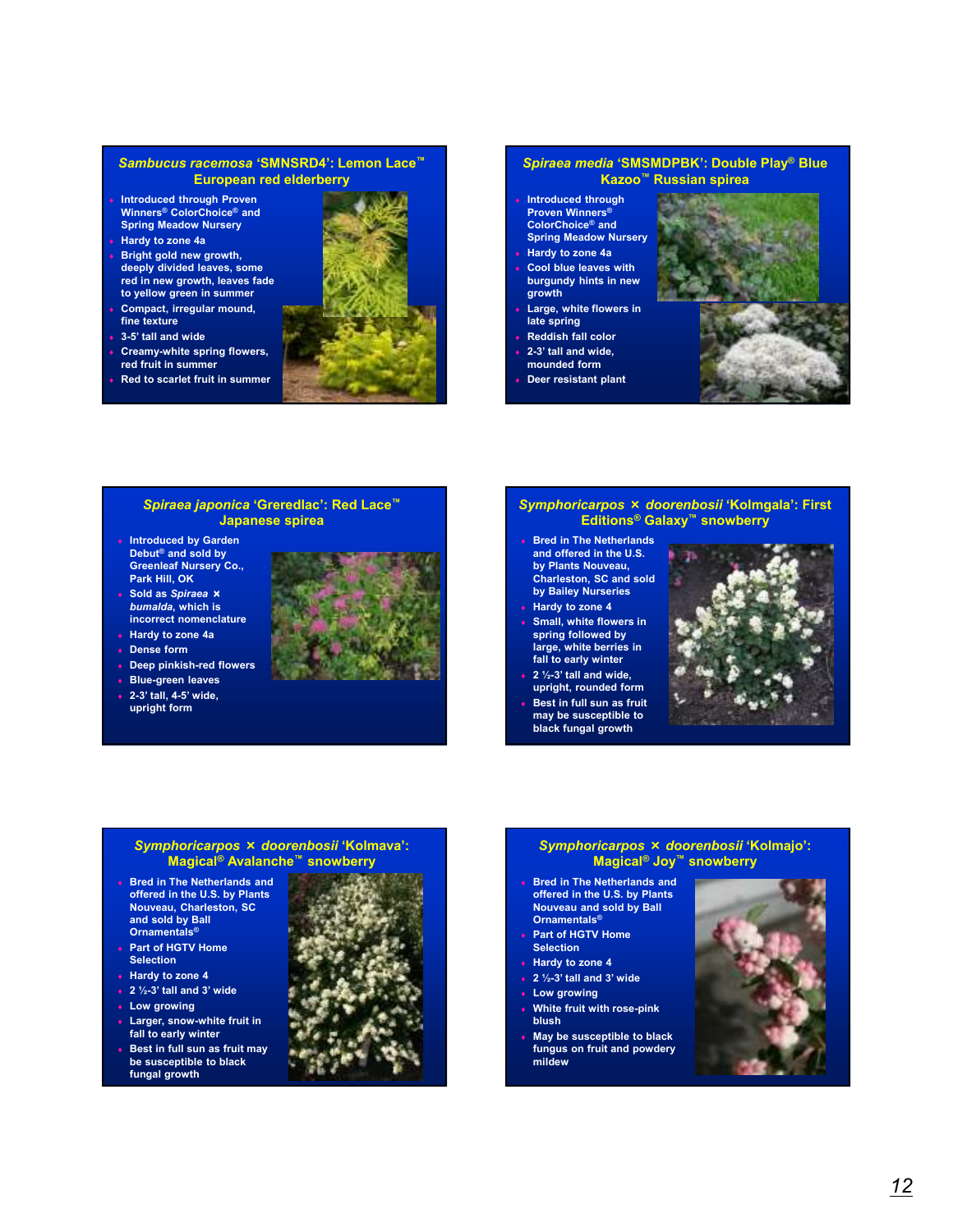## *Sambucus racemosa* 'SMNSRD4': Lemon Lace™ European red elderberry

- Introduced through Proven Winners® ColorChoice® and Spring Meadow Nursery
- Hardy to zone 4a
- Bright gold new growth, deeply divided leaves, some red in new growth, leaves fade to yellow green in summer
- Compact, irregular mound, fine texture
- 3-5' tall and wide
- Creamy-white spring flowers, red fruit in summer
- Red to scarlet fruit in summer

## *Spiraea media* 'SMSMDPBK': Double Play® Blue Kazoo™ Russian spirea

- Introduced through Proven Winners® ColorChoice® and Spring Meadow Nursery
- Hardy to zone 4a
- Cool blue leaves with burgundy hints in new growth
- Large, white flowers in late spring
- Reddish fall color
- 2-3' tall and wide, mounded form
- Deer resistant plant

## *Spiraea japonica* 'Greredlac': Red Lace™ Japanese spirea

- Introduced by Garden Debut® and sold by Greenleaf Nursery Co., Park Hill, OK
- Sold as *Spiraea* × *bumalda*, which is incorrect nomenclature
- Hardy to zone 4a
- Dense form
- Deep pinkish-red flowers
- Blue-green leaves
- 2-3' tall, 4-5' wide, upright form

## *Symphoricarpos* × *doorenbosii* 'Kolmgala': First Editions® Galaxy™ snowberry

- Bred in The Netherlands and offered in the U.S. by Plants Nouveau, Charleston, SC and sold by Bailey Nurseries
- Hardy to zone 4
- Small, white flowers in spring followed by large, white berries in fall to early winter
- 2 ½-3' tall and wide, upright, rounded form
- Best in full sun as fruit may be susceptible to black fungal growth

## *Symphoricarpos* × *doorenbosii* 'Kolmava': Magical® Avalanche™ snowberry

- Bred in The Netherlands and offered in the U.S. by Plants Nouveau, Charleston, SC and sold by Ball Ornamentals®
- Part of HGTV Home Selection
- Hardy to zone 4
- 2 ½-3' tall and 3' wide
- Low growing
- Larger, snow-white fruit in fall to early winter
- Best in full sun as fruit may be susceptible to black fungal growth

## *Symphoricarpos* × *doorenbosii* 'Kolmajo': Magical® Joy™ snowberry

- Bred in The Netherlands and offered in the U.S. by Plants Nouveau and sold by Ball Ornamentals®
- Part of HGTV Home Selection
- Hardy to zone 4
- 2 ½-3' tall and 3' wide
- Low growing
- White fruit with rose-pink blush
- May be susceptible to black fungus on fruit and powdery mildew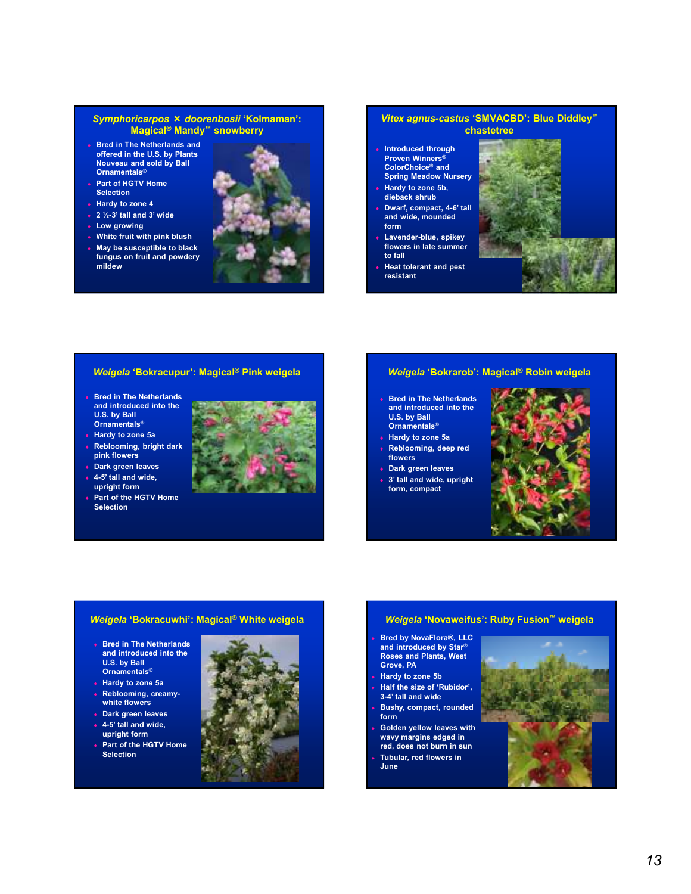## *Symphoricarpos* × *doorenbosii* 'Kolmaman': Magical® Mandy™ snowberry

- Bred in The Netherlands and offered in the U.S. by Plants Nouveau and sold by Ball Ornamentals®
- Part of HGTV Home Selection
- Hardy to zone 4
- 2 ½-3' tall and 3' wide
- Low growing
- White fruit with pink blush
- May be susceptible to black fungus on fruit and powdery mildew

## *Vitex agnus-castus* 'SMVACBD': Blue Diddley™ chastetree

- Introduced through Proven Winners® ColorChoice® and Spring Meadow Nursery
- Hardy to zone 5b, dieback shrub
- Dwarf, compact, 4-6' tall and wide, mounded form
- Lavender-blue, spikey flowers in late summer to fall
- Heat tolerant and pest resistant

## *Weigela* 'Bokracupur': Magical® Pink weigela

- Bred in The Netherlands and introduced into the U.S. by Ball Ornamentals®
- Hardy to zone 5a
- Reblooming, bright dark pink flowers
- Dark green leaves
- 4-5' tall and wide, upright form
- Part of the HGTV Home Selection

## *Weigela* 'Bokrarob': Magical® Robin weigela

- Bred in The Netherlands and introduced into the U.S. by Ball Ornamentals®
- Hardy to zone 5a
- Reblooming, deep red flowers
- Dark green leaves
- 3' tall and wide, upright form, compact

## *Weigela* 'Bokracuwhi': Magical® White weigela

- Bred in The Netherlands and introduced into the U.S. by Ball Ornamentals®
- Hardy to zone 5a
- Reblooming, creamy-white flowers
- Dark green leaves
- 4-5' tall and wide, upright form
- Part of the HGTV Home Selection

## *Weigela* 'Novaweifus': Ruby Fusion™ weigela

- Bred by NovaFlora®, LLC and introduced by Star® Roses and Plants, West Grove, PA
- Hardy to zone 5b
- Half the size of 'Rubidor', 3-4' tall and wide
- Bushy, compact, rounded form
- Golden yellow leaves with wavy margins edged in red, does not burn in sun
- Tubular, red flowers in June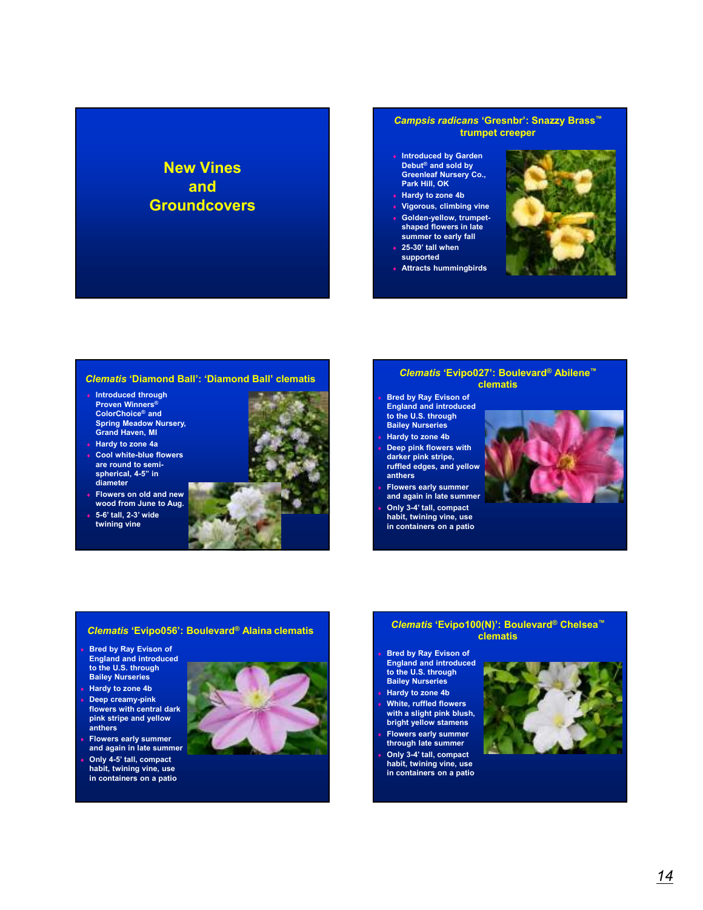# New Vines and Groundcovers

## *Campsis radicans* 'Gresnbr': Snazzy Brass™ trumpet creeper

- Introduced by Garden Debut® and sold by Greenleaf Nursery Co., Park Hill, OK
- Hardy to zone 4b
- Vigorous, climbing vine
- Golden-yellow, trumpet-shaped flowers in late summer to early fall
- 25-30' tall when supported
- Attracts hummingbirds

## *Clematis* 'Diamond Ball': 'Diamond Ball' clematis

- Introduced through Proven Winners® ColorChoice® and Spring Meadow Nursery, Grand Haven, MI
- Hardy to zone 4a
- Cool white-blue flowers are round to semi-spherical, 4-5" in diameter
- Flowers on old and new wood from June to Aug.
- 5-6' tall, 2-3' wide twining vine

## *Clematis* 'Evipo027': Boulevard® Abilene™ clematis

- Bred by Ray Evison of England and introduced to the U.S. through Bailey Nurseries
- Hardy to zone 4b
- Deep pink flowers with darker pink stripe, ruffled edges, and yellow anthers
- Flowers early summer and again in late summer
- Only 3-4' tall, compact habit, twining vine, use in containers on a patio

## *Clematis* 'Evipo056': Boulevard® Alaina clematis

- Bred by Ray Evison of England and introduced to the U.S. through Bailey Nurseries
- Hardy to zone 4b
- Deep creamy-pink flowers with central dark pink stripe and yellow anthers
- Flowers early summer and again in late summer
- Only 4-5' tall, compact habit, twining vine, use in containers on a patio

## *Clematis* 'Evipo100(N)': Boulevard® Chelsea™ clematis

- Bred by Ray Evison of England and introduced to the U.S. through Bailey Nurseries
- Hardy to zone 4b
- White, ruffled flowers with a slight pink blush, bright yellow stamens
- Flowers early summer through late summer
- Only 3-4' tall, compact habit, twining vine, use in containers on a patio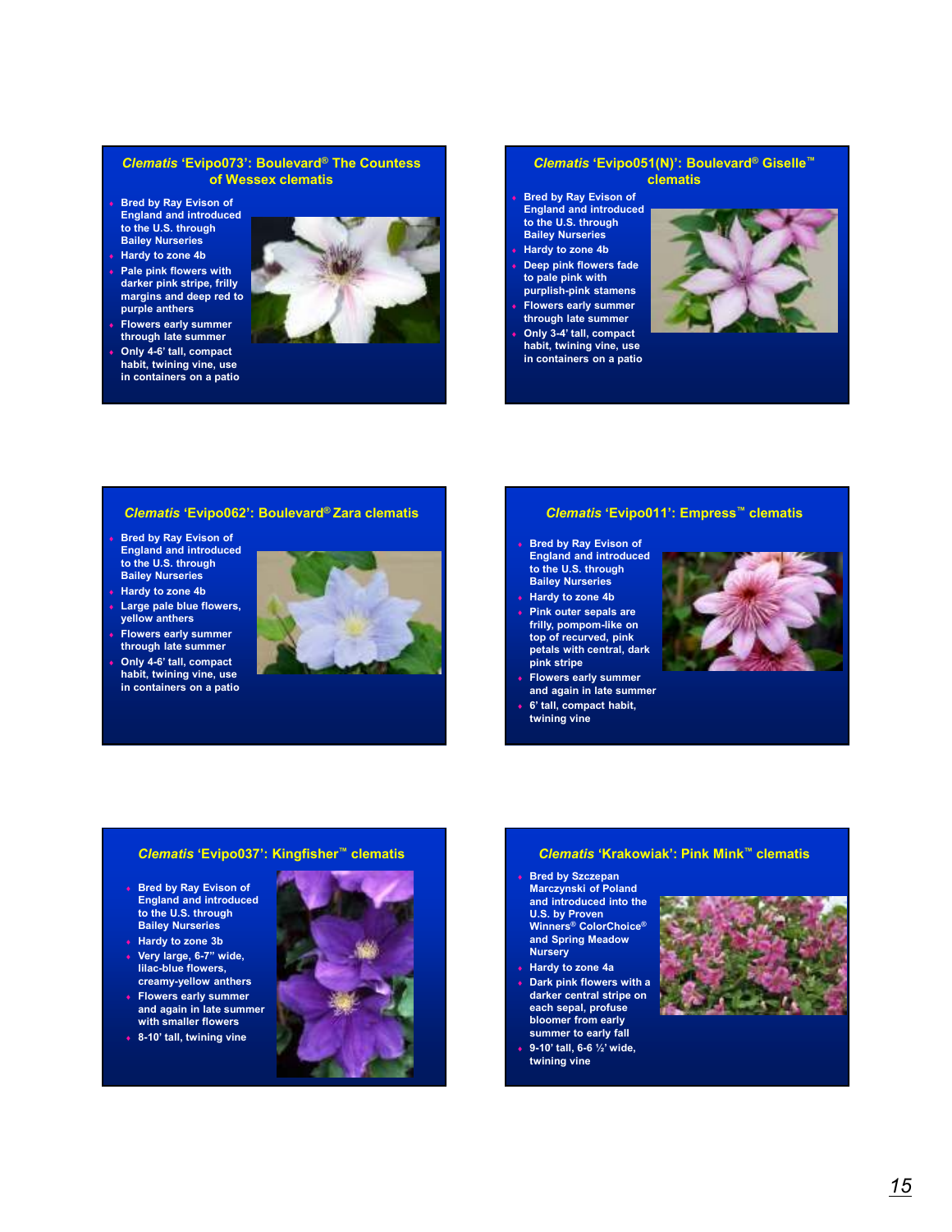## *Clematis* 'Evipo073': Boulevard® The Countess of Wessex clematis

- Bred by Ray Evison of England and introduced to the U.S. through Bailey Nurseries
- Hardy to zone 4b
- Pale pink flowers with darker pink stripe, frilly margins and deep red to purple anthers
- Flowers early summer through late summer
- Only 4-6' tall, compact habit, twining vine, use in containers on a patio

## *Clematis* 'Evipo051(N)': Boulevard® Giselle™ clematis

- Bred by Ray Evison of England and introduced to the U.S. through Bailey Nurseries
- Hardy to zone 4b
- Deep pink flowers fade to pale pink with purplish-pink stamens
- Flowers early summer through late summer
- Only 3-4' tall, compact habit, twining vine, use in containers on a patio

## *Clematis* 'Evipo062': Boulevard® Zara clematis

- Bred by Ray Evison of England and introduced to the U.S. through Bailey Nurseries
- Hardy to zone 4b
- Large pale blue flowers, yellow anthers
- Flowers early summer through late summer
- Only 4-6' tall, compact habit, twining vine, use in containers on a patio

## *Clematis* 'Evipo011': Empress™ clematis

- Bred by Ray Evison of England and introduced to the U.S. through Bailey Nurseries
- Hardy to zone 4b
- Pink outer sepals are frilly, pompom-like on top of recurved, pink petals with central, dark pink stripe
- Flowers early summer and again in late summer
- 6' tall, compact habit, twining vine

## *Clematis* 'Evipo037': Kingfisher™ clematis

- Bred by Ray Evison of England and introduced to the U.S. through Bailey Nurseries
- Hardy to zone 3b
- Very large, 6-7" wide, lilac-blue flowers, creamy-yellow anthers
- Flowers early summer and again in late summer with smaller flowers
- 8-10' tall, twining vine

## *Clematis* 'Krakowiak': Pink Mink™ clematis

- Bred by Szczepan Marczynski of Poland and introduced into the U.S. by Proven Winners® ColorChoice® and Spring Meadow Nursery
- Hardy to zone 4a
- Dark pink flowers with a darker central stripe on each sepal, profuse bloomer from early summer to early fall
- 9-10' tall, 6-6 ½' wide, twining vine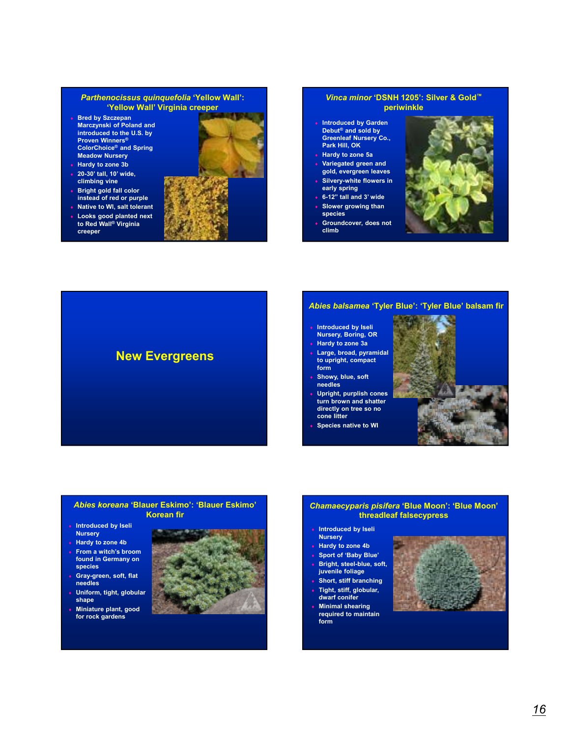## *Parthenocissus quinquefolia* 'Yellow Wall': 'Yellow Wall' Virginia creeper

- Bred by Szczepan Marczynski of Poland and introduced to the U.S. by Proven Winners® ColorChoice® and Spring Meadow Nursery
- Hardy to zone 3b
- 20-30' tall, 10' wide, climbing vine
- Bright gold fall color instead of red or purple
- Native to WI, salt tolerant
- Looks good planted next to Red Wall® Virginia creeper

## *Vinca minor* 'DSNH 1205': Silver & Gold™ periwinkle

- Introduced by Garden Debut® and sold by Greenleaf Nursery Co., Park Hill, OK
- Hardy to zone 5a
- Variegated green and gold, evergreen leaves
- Silvery-white flowers in early spring
- 6-12" tall and 3' wide
- Slower growing than species
- Groundcover, does not climb

# New Evergreens

## *Abies balsamea* 'Tyler Blue': 'Tyler Blue' balsam fir

- Introduced by Iseli Nursery, Boring, OR
- Hardy to zone 3a
- Large, broad, pyramidal to upright, compact form
- Showy, blue, soft needles
- Upright, purplish cones turn brown and shatter directly on tree so no cone litter
- Species native to WI

## *Abies koreana* 'Blauer Eskimo': 'Blauer Eskimo' Korean fir

- Introduced by Iseli Nursery
- Hardy to zone 4b
- From a witch's broom found in Germany on species
- Gray-green, soft, flat needles
- Uniform, tight, globular shape
- Miniature plant, good for rock gardens

## *Chamaecyparis pisifera* 'Blue Moon': 'Blue Moon' threadleaf falsecypress

- Introduced by Iseli Nursery
- Hardy to zone 4b
- Sport of 'Baby Blue'
- Bright, steel-blue, soft, juvenile foliage
- Short, stiff branching
- Tight, stiff, globular, dwarf conifer
- Minimal shearing required to maintain form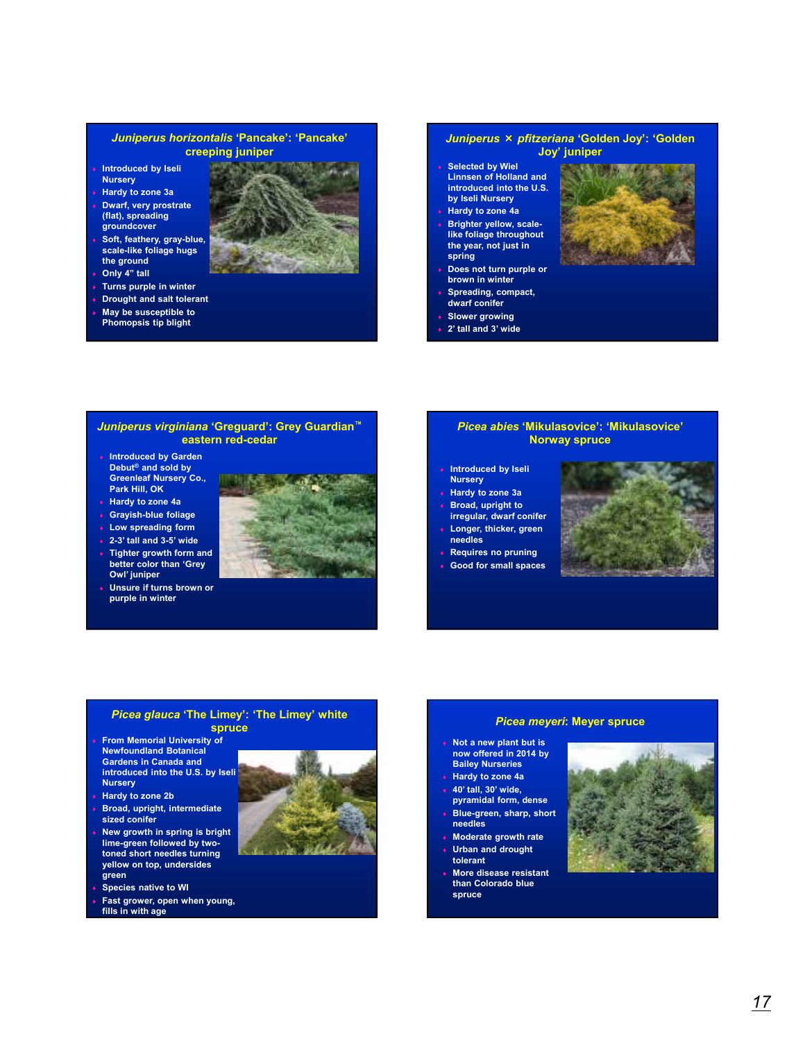## *Juniperus horizontalis* 'Pancake': 'Pancake' creeping juniper

- Introduced by Iseli Nursery
- Hardy to zone 3a
- Dwarf, very prostrate (flat), spreading groundcover
- Soft, feathery, gray-blue, scale-like foliage hugs the ground
- Only 4" tall
- Turns purple in winter
- Drought and salt tolerant
- May be susceptible to Phomopsis tip blight

## *Juniperus × pfitzeriana* 'Golden Joy': 'Golden Joy' juniper

- Selected by Wiel Linnsen of Holland and introduced into the U.S. by Iseli Nursery
- Hardy to zone 4a
- Brighter yellow, scale-like foliage throughout the year, not just in spring
- Does not turn purple or brown in winter
- Spreading, compact, dwarf conifer
- Slower growing
- 2' tall and 3' wide

## *Juniperus virginiana* 'Greguard': Grey Guardian™ eastern red-cedar

- Introduced by Garden Debut® and sold by Greenleaf Nursery Co., Park Hill, OK
- Hardy to zone 4a
- Grayish-blue foliage
- Low spreading form
- 2-3' tall and 3-5' wide
- Tighter growth form and better color than 'Grey Owl' juniper
- Unsure if turns brown or purple in winter

## *Picea abies* 'Mikulasovice': 'Mikulasovice' Norway spruce

- Introduced by Iseli Nursery
- Hardy to zone 3a
- Broad, upright to irregular, dwarf conifer
- Longer, thicker, green needles
- Requires no pruning
- Good for small spaces

## *Picea glauca* 'The Limey': 'The Limey' white spruce

- From Memorial University of Newfoundland Botanical Gardens in Canada and introduced into the U.S. by Iseli Nursery
- Hardy to zone 2b
- Broad, upright, intermediate sized conifer
- New growth in spring is bright lime-green followed by two-toned short needles turning yellow on top, undersides green
- Species native to WI
- Fast grower, open when young, fills in with age

## *Picea meyeri*: Meyer spruce

- Not a new plant but is now offered in 2014 by Bailey Nurseries
- Hardy to zone 4a
- 40' tall, 30' wide, pyramidal form, dense
- Blue-green, sharp, short needles
- Moderate growth rate
- Urban and drought tolerant
- More disease resistant than Colorado blue spruce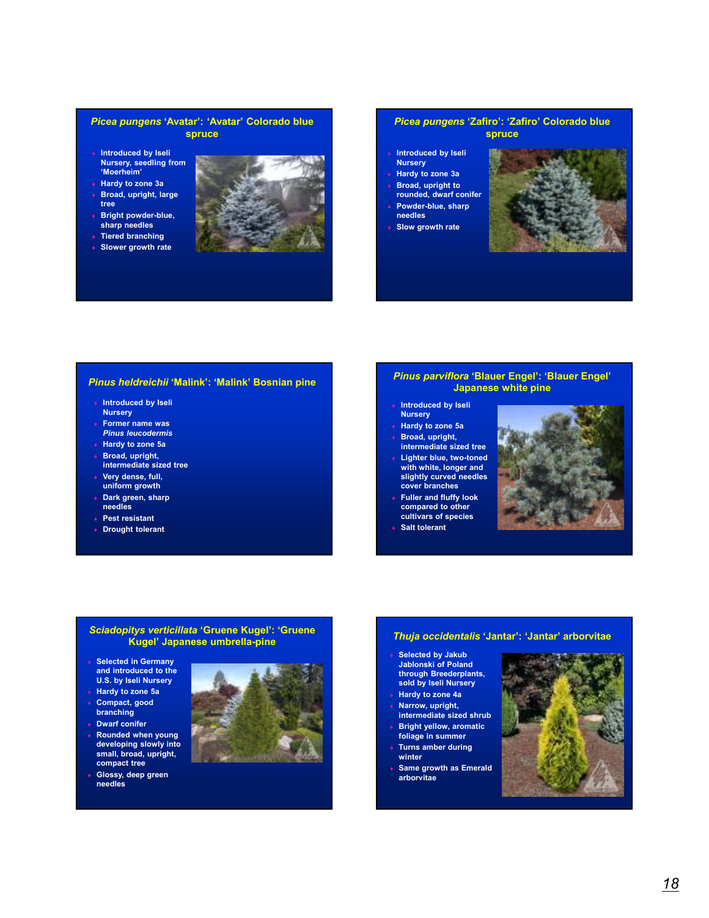## *Picea pungens* 'Avatar': 'Avatar' Colorado blue spruce

- Introduced by Iseli Nursery, seedling from 'Moerheim'
- Hardy to zone 3a
- Broad, upright, large tree
- Bright powder-blue, sharp needles
- Tiered branching
- Slower growth rate

## *Picea pungens* 'Zafiro': 'Zafiro' Colorado blue spruce

- Introduced by Iseli Nursery
- Hardy to zone 3a
- Broad, upright to rounded, dwarf conifer
- Powder-blue, sharp needles
- Slow growth rate

## *Pinus heldreichii* 'Malink': 'Malink' Bosnian pine

- Introduced by Iseli Nursery
- Former name was *Pinus leucodermis*
- Hardy to zone 5a
- Broad, upright, intermediate sized tree
- Very dense, full, uniform growth
- Dark green, sharp needles
- Pest resistant
- Drought tolerant

## *Pinus parviflora* 'Blauer Engel': 'Blauer Engel' Japanese white pine

- Introduced by Iseli Nursery
- Hardy to zone 5a
- Broad, upright, intermediate sized tree
- Lighter blue, two-toned with white, longer and slightly curved needles cover branches
- Fuller and fluffy look compared to other cultivars of species
- Salt tolerant

## *Sciadopitys verticillata* 'Gruene Kugel': 'Gruene Kugel' Japanese umbrella-pine

- Selected in Germany and introduced to the U.S. by Iseli Nursery
- Hardy to zone 5a
- Compact, good branching
- Dwarf conifer
- Rounded when young developing slowly into small, broad, upright, compact tree
- Glossy, deep green needles

## *Thuja occidentalis* 'Jantar': 'Jantar' arborvitae

- Selected by Jakub Jablonski of Poland through Breederplants, sold by Iseli Nursery
- Hardy to zone 4a
- Narrow, upright, intermediate sized shrub
- Bright yellow, aromatic foliage in summer
- Turns amber during winter
- Same growth as Emerald arborvitae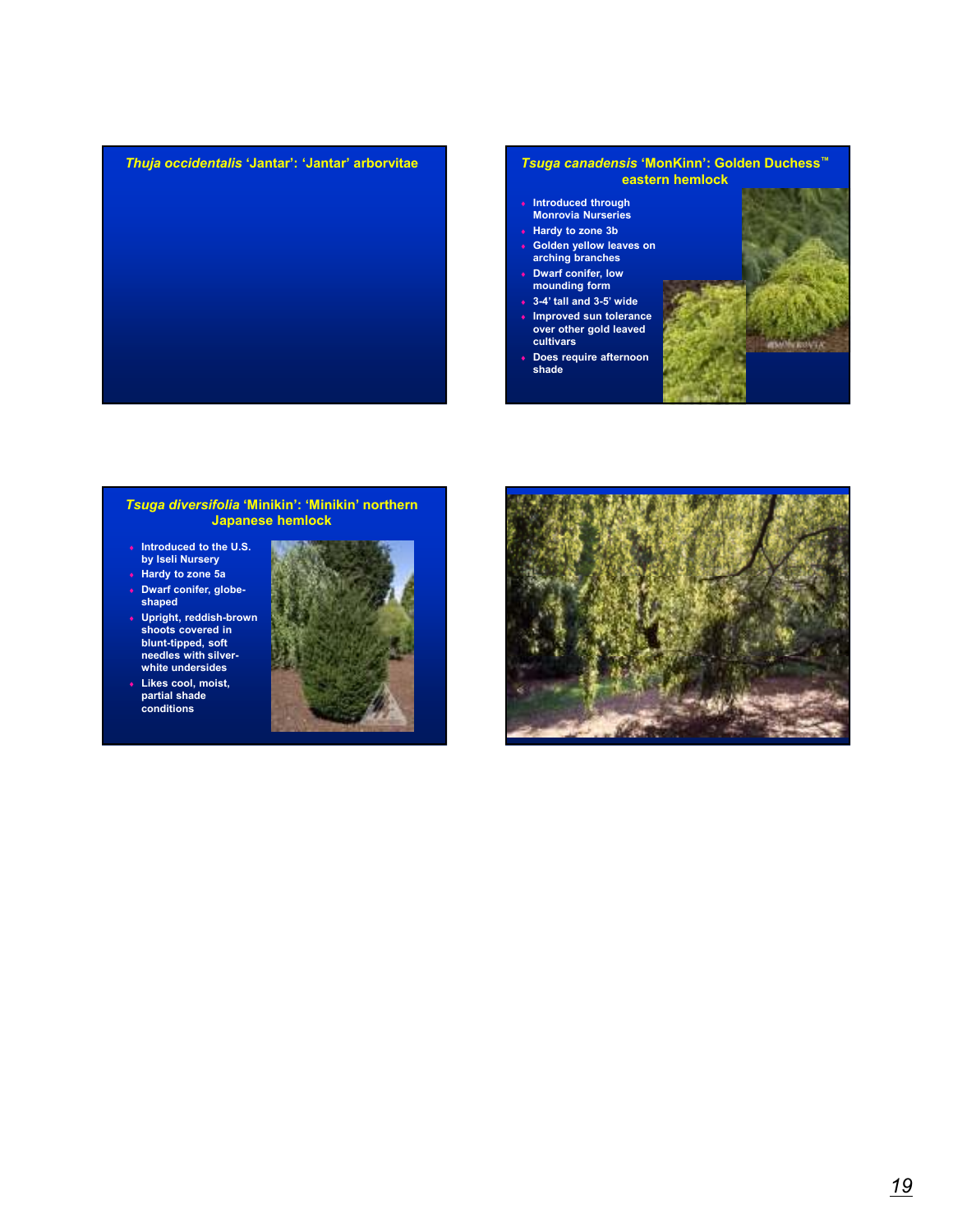## *Thuja occidentalis* 'Jantar': 'Jantar' arborvitae

## *Tsuga canadensis* 'MonKinn': Golden Duchess™ eastern hemlock

- Introduced through Monrovia Nurseries
- Hardy to zone 3b
- Golden yellow leaves on arching branches
- Dwarf conifer, low mounding form
- 3-4' tall and 3-5' wide
- Improved sun tolerance over other gold leaved cultivars
- Does require afternoon shade

## *Tsuga diversifolia* 'Minikin': 'Minikin' northern Japanese hemlock

- Introduced to the U.S. by Iseli Nursery
- Hardy to zone 5a
- Dwarf conifer, globe-shaped
- Upright, reddish-brown shoots covered in blunt-tipped, soft needles with silver-white undersides
- Likes cool, moist, partial shade conditions